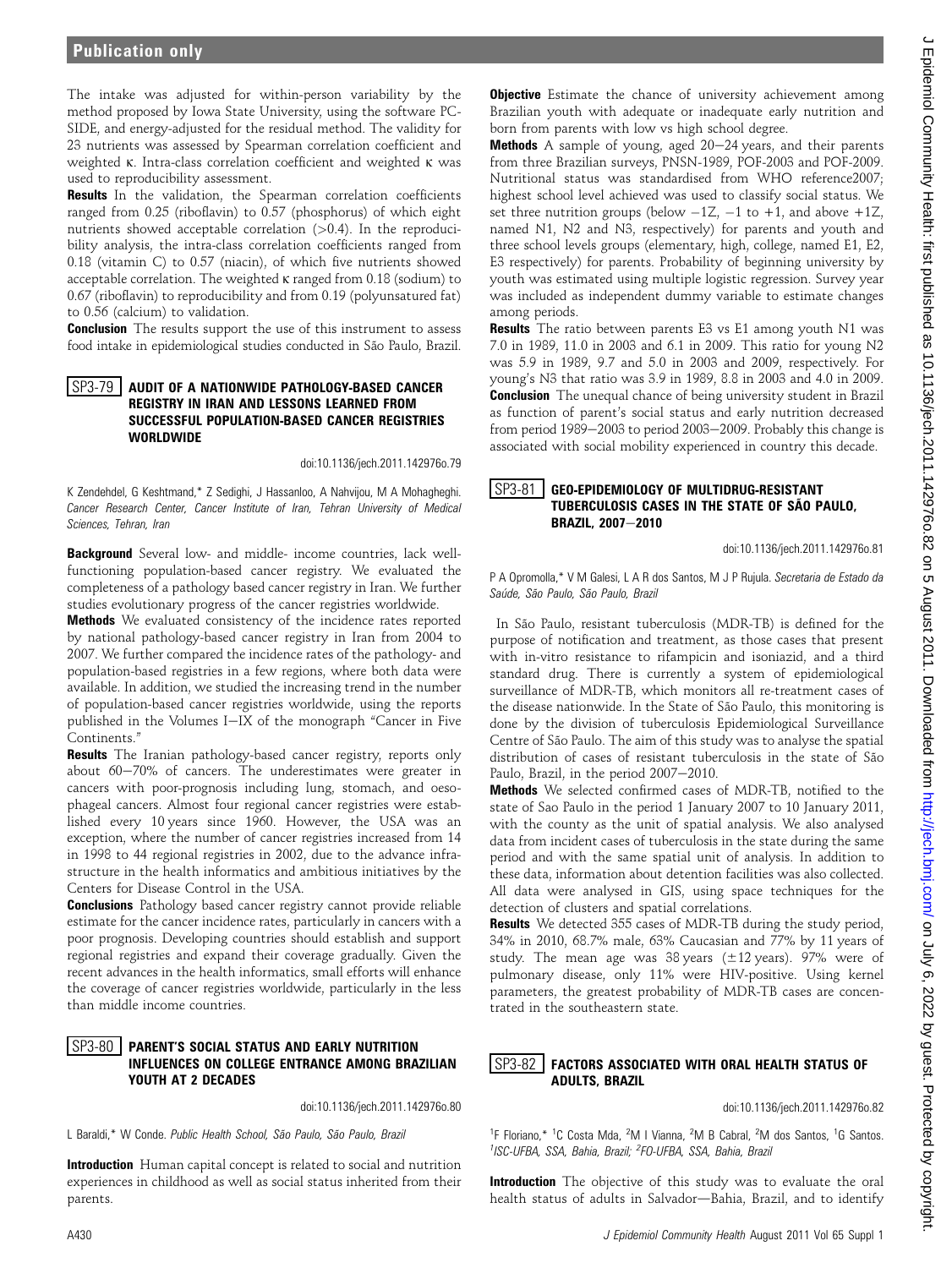The intake was adjusted for within-person variability by the method proposed by Iowa State University, using the software PC-SIDE, and energy-adjusted for the residual method. The validity for 23 nutrients was assessed by Spearman correlation coefficient and weighted κ. Intra-class correlation coefficient and weighted κ was used to reproducibility assessment.

**Results** In the validation, the Spearman correlation coefficients ranged from 0.25 (riboflavin) to 0.57 (phosphorus) of which eight nutrients showed acceptable correlation (>0.4). In the reproducibility analysis, the intra-class correlation coefficients ranged from 0.18 (vitamin C) to 0.57 (niacin), of which five nutrients showed acceptable correlation. The weighted κ ranged from 0.18 (sodium) to 0.67 (riboflavin) to reproducibility and from 0.19 (polyunsatured fat) to 0.56 (calcium) to validation.

**Conclusion** The results support the use of this instrument to assess food intake in epidemiological studies conducted in São Paulo, Brazil.

## SP3-79 AUDIT OF A NATIONWIDE PATHOLOGY-BASED CANCER REGISTRY IN IRAN AND LESSONS LEARNED FROM SUCCESSFUL POPULATION-BASED CANCER REGISTRIES WORLDWIDE

doi:10.1136/jech.2011.142976o.79

K Zendehdel, G Keshtmand,* Z Sedighi, J Hassanloo, A Nahvijou, M A Mohagheghi. *Cancer Research Center, Cancer Institute of Iran, Tehran University of Medical Sciences, Tehran, Iran*

**Background** Several low- and middle- income countries, lack well-functioning population-based cancer registry. We evaluated the completeness of a pathology based cancer registry in Iran. We further studies evolutionary progress of the cancer registries worldwide.

**Methods** We evaluated consistency of the incidence rates reported by national pathology-based cancer registry in Iran from 2004 to 2007. We further compared the incidence rates of the pathology- and population-based registries in a few regions, where both data were available. In addition, we studied the increasing trend in the number of population-based cancer registries worldwide, using the reports published in the Volumes I–IX of the monograph "Cancer in Five Continents."

**Results** The Iranian pathology-based cancer registry, reports only about 60–70% of cancers. The underestimates were greater in cancers with poor-prognosis including lung, stomach, and oesophageal cancers. Almost four regional cancer registries were established every 10 years since 1960. However, the USA was an exception, where the number of cancer registries increased from 14 in 1998 to 44 regional registries in 2002, due to the advance infrastructure in the health informatics and ambitious initiatives by the Centers for Disease Control in the USA.

**Conclusions** Pathology based cancer registry cannot provide reliable estimate for the cancer incidence rates, particularly in cancers with a poor prognosis. Developing countries should establish and support regional registries and expand their coverage gradually. Given the recent advances in the health informatics, small efforts will enhance the coverage of cancer registries worldwide, particularly in the less than middle income countries.

## SP3-80 PARENT'S SOCIAL STATUS AND EARLY NUTRITION INFLUENCES ON COLLEGE ENTRANCE AMONG BRAZILIAN YOUTH AT 2 DECADES

doi:10.1136/jech.2011.142976o.80

L Baraldi,* W Conde. *Public Health School, São Paulo, São Paulo, Brazil*

**Introduction** Human capital concept is related to social and nutrition experiences in childhood as well as social status inherited from their parents.

**Objective** Estimate the chance of university achievement among Brazilian youth with adequate or inadequate early nutrition and born from parents with low vs high school degree.

**Methods** A sample of young, aged 20–24 years, and their parents from three Brazilian surveys, PNSN-1989, POF-2003 and POF-2009. Nutritional status was standardised from WHO reference2007; highest school level achieved was used to classify social status. We set three nutrition groups (below −1Z, −1 to +1, and above +1Z, named N1, N2 and N3, respectively) for parents and youth and three school levels groups (elementary, high, college, named E1, E2, E3 respectively) for parents. Probability of beginning university by youth was estimated using multiple logistic regression. Survey year was included as independent dummy variable to estimate changes among periods.

**Results** The ratio between parents E3 vs E1 among youth N1 was 7.0 in 1989, 11.0 in 2003 and 6.1 in 2009. This ratio for young N2 was 5.9 in 1989, 9.7 and 5.0 in 2003 and 2009, respectively. For young's N3 that ratio was 3.9 in 1989, 8.8 in 2003 and 4.0 in 2009.

**Conclusion** The unequal chance of being university student in Brazil as function of parent's social status and early nutrition decreased from period 1989–2003 to period 2003–2009. Probably this change is associated with social mobility experienced in country this decade.

## SP3-81 GEO-EPIDEMIOLOGY OF MULTIDRUG-RESISTANT TUBERCULOSIS CASES IN THE STATE OF SÃO PAULO, BRAZIL, 2007–2010

doi:10.1136/jech.2011.142976o.81

P A Opromolla,* V M Galesi, L A R dos Santos, M J P Rujula. *Secretaria de Estado da Saúde, São Paulo, São Paulo, Brazil*

In São Paulo, resistant tuberculosis (MDR-TB) is defined for the purpose of notification and treatment, as those cases that present with in-vitro resistance to rifampicin and isoniazid, and a third standard drug. There is currently a system of epidemiological surveillance of MDR-TB, which monitors all re-treatment cases of the disease nationwide. In the State of São Paulo, this monitoring is done by the division of tuberculosis Epidemiological Surveillance Centre of São Paulo. The aim of this study was to analyse the spatial distribution of cases of resistant tuberculosis in the state of São Paulo, Brazil, in the period 2007–2010.

**Methods** We selected confirmed cases of MDR-TB, notified to the state of Sao Paulo in the period 1 January 2007 to 10 January 2011, with the county as the unit of spatial analysis. We also analysed data from incident cases of tuberculosis in the state during the same period and with the same spatial unit of analysis. In addition to these data, information about detention facilities was also collected. All data were analysed in GIS, using space techniques for the detection of clusters and spatial correlations.

**Results** We detected 355 cases of MDR-TB during the study period, 34% in 2010, 68.7% male, 63% Caucasian and 77% by 11 years of study. The mean age was 38 years (±12 years). 97% were of pulmonary disease, only 11% were HIV-positive. Using kernel parameters, the greatest probability of MDR-TB cases are concentrated in the southeastern state.

## SP3-82 FACTORS ASSOCIATED WITH ORAL HEALTH STATUS OF ADULTS, BRAZIL

doi:10.1136/jech.2011.142976o.82

[1]F Floriano,* [1]C Costa Mda, [2]M I Vianna, [2]M B Cabral, [2]M dos Santos, [1]G Santos. [1]*ISC-UFBA, SSA, Bahia, Brazil;* [2]*FO-UFBA, SSA, Bahia, Brazil*

**Introduction** The objective of this study was to evaluate the oral health status of adults in Salvador—Bahia, Brazil, and to identify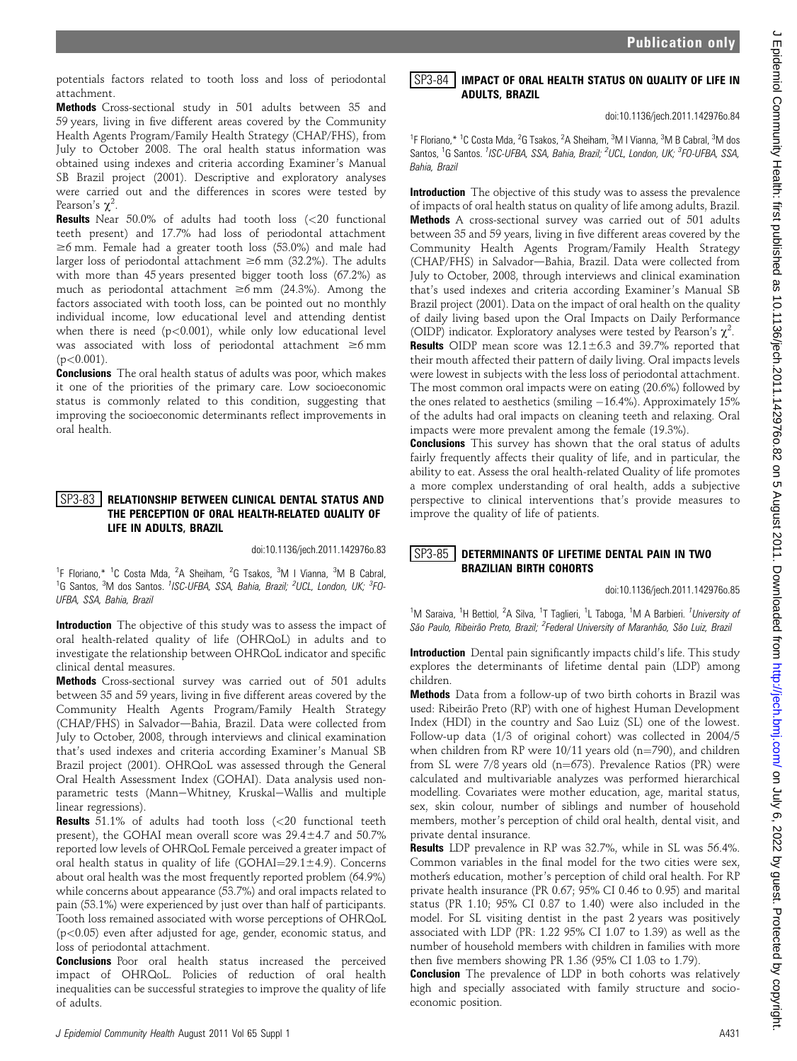potentials factors related to tooth loss and loss of periodontal attachment.

**Methods** Cross-sectional study in 501 adults between 35 and 59 years, living in five different areas covered by the Community Health Agents Program/Family Health Strategy (CHAP/FHS), from July to October 2008. The oral health status information was obtained using indexes and criteria according Examiner's Manual SB Brazil project (2001). Descriptive and exploratory analyses were carried out and the differences in scores were tested by Pearson's $\chi^2$.

**Results** Near 50.0% of adults had tooth loss (<20 functional teeth present) and 17.7% had loss of periodontal attachment ≥6 mm. Female had a greater tooth loss (53.0%) and male had larger loss of periodontal attachment ≥6 mm (32.2%). The adults with more than 45 years presented bigger tooth loss (67.2%) as much as periodontal attachment ≥6 mm (24.3%). Among the factors associated with tooth loss, can be pointed out no monthly individual income, low educational level and attending dentist when there is need ($p<0.001$), while only low educational level was associated with loss of periodontal attachment ≥6 mm ($p<0.001$).

**Conclusions** The oral health status of adults was poor, which makes it one of the priorities of the primary care. Low socioeconomic status is commonly related to this condition, suggesting that improving the socioeconomic determinants reflect improvements in oral health.

## SP3-83 RELATIONSHIP BETWEEN CLINICAL DENTAL STATUS AND THE PERCEPTION OF ORAL HEALTH-RELATED QUALITY OF LIFE IN ADULTS, BRAZIL

doi:10.1136/jech.2011.142976o.83

[1]F Floriano,* [1]C Costa Mda, [2]A Sheiham, [2]G Tsakos, [3]M I Vianna, [3]M B Cabral, [1]G Santos, [3]M dos Santos. [1]*ISC-UFBA, SSA, Bahia, Brazil;* [2]*UCL, London, UK;* [3]*FO-UFBA, SSA, Bahia, Brazil*

**Introduction** The objective of this study was to assess the impact of oral health-related quality of life (OHRQoL) in adults and to investigate the relationship between OHRQoL indicator and specific clinical dental measures.

**Methods** Cross-sectional survey was carried out of 501 adults between 35 and 59 years, living in five different areas covered by the Community Health Agents Program/Family Health Strategy (CHAP/FHS) in Salvador—Bahia, Brazil. Data were collected from July to October, 2008, through interviews and clinical examination that's used indexes and criteria according Examiner's Manual SB Brazil project (2001). OHRQoL was assessed through the General Oral Health Assessment Index (GOHAI). Data analysis used non-parametric tests (Mann–Whitney, Kruskal–Wallis and multiple linear regressions).

**Results** 51.1% of adults had tooth loss (<20 functional teeth present), the GOHAI mean overall score was 29.4±4.7 and 50.7% reported low levels of OHRQoL Female perceived a greater impact of oral health status in quality of life (GOHAI=29.1±4.9). Concerns about oral health was the most frequently reported problem (64.9%) while concerns about appearance (53.7%) and oral impacts related to pain (53.1%) were experienced by just over than half of participants. Tooth loss remained associated with worse perceptions of OHRQoL ($p<0.05$) even after adjusted for age, gender, economic status, and loss of periodontal attachment.

**Conclusions** Poor oral health status increased the perceived impact of OHRQoL. Policies of reduction of oral health inequalities can be successful strategies to improve the quality of life of adults.

## SP3-84 IMPACT OF ORAL HEALTH STATUS ON QUALITY OF LIFE IN ADULTS, BRAZIL

doi:10.1136/jech.2011.142976o.84

[1]F Floriano,* [1]C Costa Mda, [2]G Tsakos, [2]A Sheiham, [3]M I Vianna, [3]M B Cabral, [3]M dos Santos, [1]G Santos. [1]*ISC-UFBA, SSA, Bahia, Brazil;* [2]*UCL, London, UK;* [3]*FO-UFBA, SSA, Bahia, Brazil*

**Introduction** The objective of this study was to assess the prevalence of impacts of oral health status on quality of life among adults, Brazil.

**Methods** A cross-sectional survey was carried out of 501 adults between 35 and 59 years, living in five different areas covered by the Community Health Agents Program/Family Health Strategy (CHAP/FHS) in Salvador—Bahia, Brazil. Data were collected from July to October, 2008, through interviews and clinical examination that's used indexes and criteria according Examiner's Manual SB Brazil project (2001). Data on the impact of oral health on the quality of daily living based upon the Oral Impacts on Daily Performance (OIDP) indicator. Exploratory analyses were tested by Pearson's $\chi^2$.

**Results** OIDP mean score was 12.1±6.3 and 39.7% reported that their mouth affected their pattern of daily living. Oral impacts levels were lowest in subjects with the less loss of periodontal attachment. The most common oral impacts were on eating (20.6%) followed by the ones related to aesthetics (smiling −16.4%). Approximately 15% of the adults had oral impacts on cleaning teeth and relaxing. Oral impacts were more prevalent among the female (19.3%).

**Conclusions** This survey has shown that the oral status of adults fairly frequently affects their quality of life, and in particular, the ability to eat. Assess the oral health-related Quality of life promotes a more complex understanding of oral health, adds a subjective perspective to clinical interventions that's provide measures to improve the quality of life of patients.

## SP3-85 DETERMINANTS OF LIFETIME DENTAL PAIN IN TWO BRAZILIAN BIRTH COHORTS

doi:10.1136/jech.2011.142976o.85

[1]M Saraiva, [1]H Bettiol, [2]A Silva, [1]T Taglieri, [1]L Taboga, [1]M A Barbieri. [1]*University of São Paulo, Ribeirão Preto, Brazil;* [2]*Federal University of Maranhão, São Luiz, Brazil*

**Introduction** Dental pain significantly impacts child's life. This study explores the determinants of lifetime dental pain (LDP) among children.

**Methods** Data from a follow-up of two birth cohorts in Brazil was used: Ribeirão Preto (RP) with one of highest Human Development Index (HDI) in the country and Sao Luiz (SL) one of the lowest. Follow-up data (1/3 of original cohort) was collected in 2004/5 when children from RP were 10/11 years old (n=790), and children from SL were 7/8 years old (n=673). Prevalence Ratios (PR) were calculated and multivariable analyzes was performed hierarchical modelling. Covariates were mother education, age, marital status, sex, skin colour, number of siblings and number of household members, mother's perception of child oral health, dental visit, and private dental insurance.

**Results** LDP prevalence in RP was 32.7%, while in SL was 56.4%. Common variables in the final model for the two cities were sex, mother's education, mother's perception of child oral health. For RP private health insurance (PR 0.67; 95% CI 0.46 to 0.95) and marital status (PR 1.10; 95% CI 0.87 to 1.40) were also included in the model. For SL visiting dentist in the past 2 years was positively associated with LDP (PR: 1.22 95% CI 1.07 to 1.39) as well as the number of household members with children in families with more then five members showing PR 1.36 (95% CI 1.03 to 1.79).

**Conclusion** The prevalence of LDP in both cohorts was relatively high and specially associated with family structure and socio-economic position.